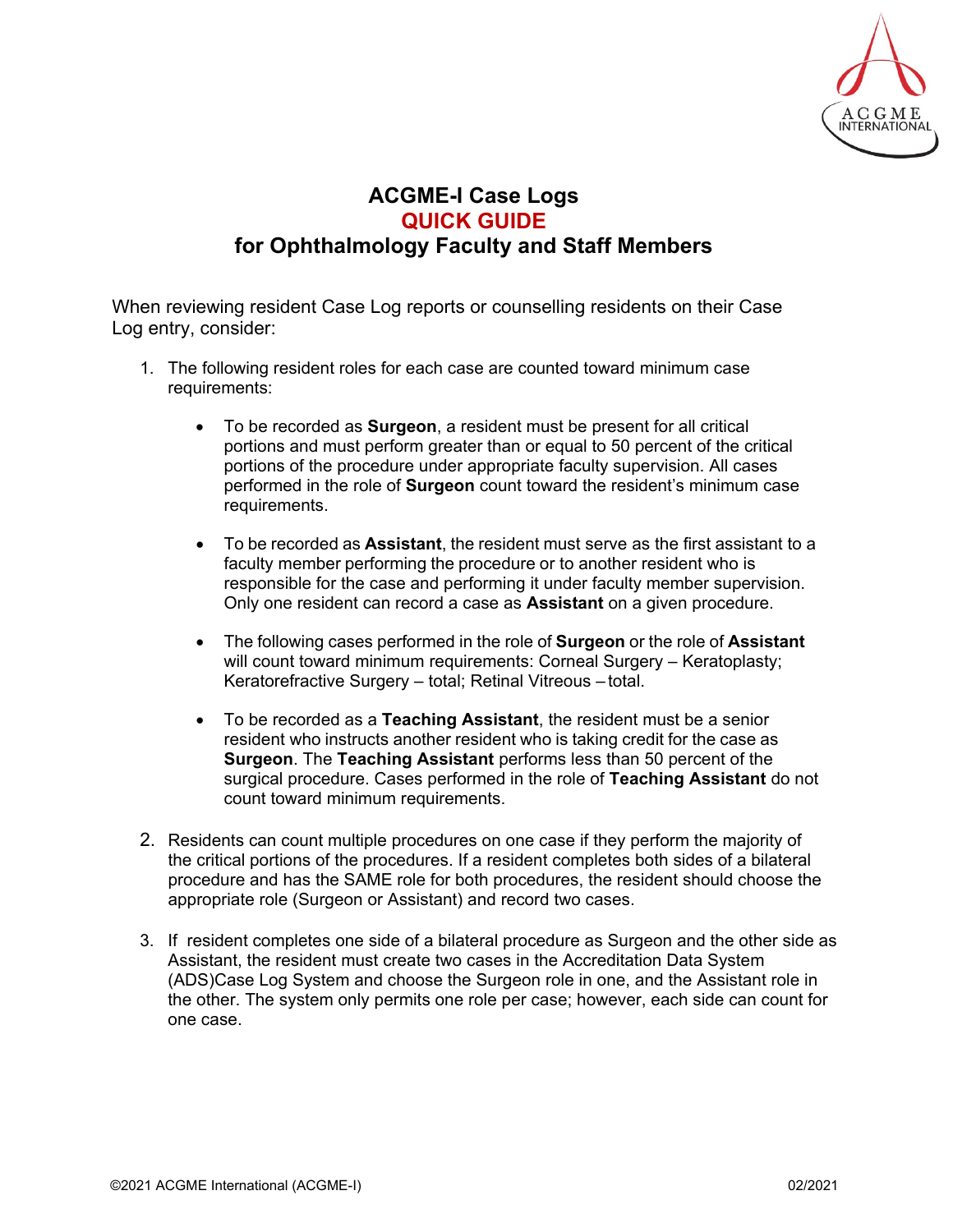# ACGME-I Case Logs
## QUICK GUIDE
## for Ophthalmology Faculty and Staff Members

When reviewing resident Case Log reports or counselling residents on their Case Log entry, consider:

1. The following resident roles for each case are counted toward minimum case requirements:

   - To be recorded as **Surgeon**, a resident must be present for all critical portions and must perform greater than or equal to 50 percent of the critical portions of the procedure under appropriate faculty supervision. All cases performed in the role of **Surgeon** count toward the resident's minimum case requirements.

   - To be recorded as **Assistant**, the resident must serve as the first assistant to a faculty member performing the procedure or to another resident who is responsible for the case and performing it under faculty member supervision. Only one resident can record a case as **Assistant** on a given procedure.

   - The following cases performed in the role of **Surgeon** or the role of **Assistant** will count toward minimum requirements: Corneal Surgery – Keratoplasty; Keratorefractive Surgery – total; Retinal Vitreous – total.

   - To be recorded as a **Teaching Assistant**, the resident must be a senior resident who instructs another resident who is taking credit for the case as **Surgeon**. The **Teaching Assistant** performs less than 50 percent of the surgical procedure. Cases performed in the role of **Teaching Assistant** do not count toward minimum requirements.

2. Residents can count multiple procedures on one case if they perform the majority of the critical portions of the procedures. If a resident completes both sides of a bilateral procedure and has the SAME role for both procedures, the resident should choose the appropriate role (Surgeon or Assistant) and record two cases.

3. If resident completes one side of a bilateral procedure as Surgeon and the other side as Assistant, the resident must create two cases in the Accreditation Data System (ADS)Case Log System and choose the Surgeon role in one, and the Assistant role in the other. The system only permits one role per case; however, each side can count for one case.

©2021 ACGME International (ACGME-I) 02/2021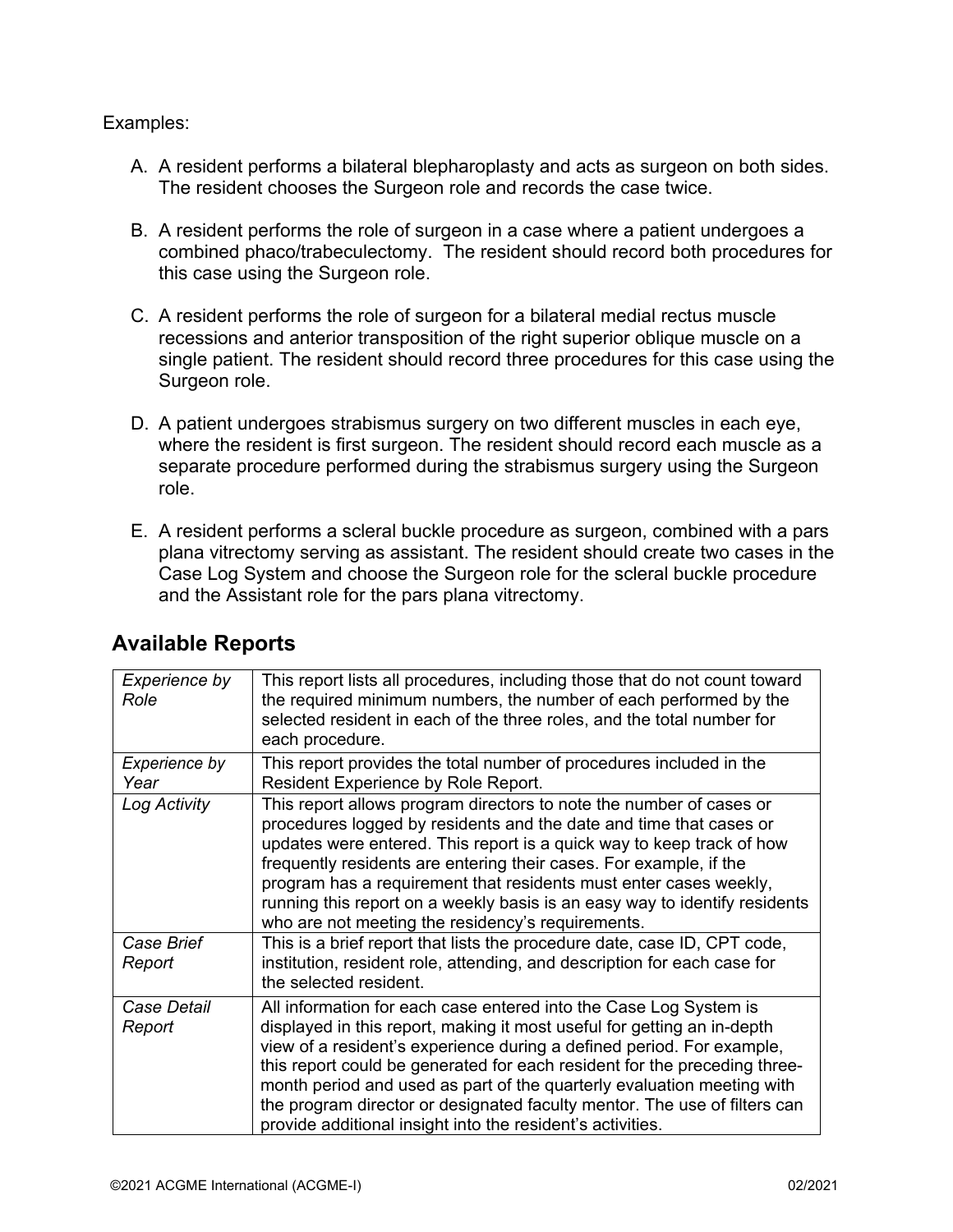Examples:

A. A resident performs a bilateral blepharoplasty and acts as surgeon on both sides. The resident chooses the Surgeon role and records the case twice.

B. A resident performs the role of surgeon in a case where a patient undergoes a combined phaco/trabeculectomy. The resident should record both procedures for this case using the Surgeon role.

C. A resident performs the role of surgeon for a bilateral medial rectus muscle recessions and anterior transposition of the right superior oblique muscle on a single patient. The resident should record three procedures for this case using the Surgeon role.

D. A patient undergoes strabismus surgery on two different muscles in each eye, where the resident is first surgeon. The resident should record each muscle as a separate procedure performed during the strabismus surgery using the Surgeon role.

E. A resident performs a scleral buckle procedure as surgeon, combined with a pars plana vitrectomy serving as assistant. The resident should create two cases in the Case Log System and choose the Surgeon role for the scleral buckle procedure and the Assistant role for the pars plana vitrectomy.

## Available Reports

| | |
|---|---|
| *Experience by Role* | This report lists all procedures, including those that do not count toward the required minimum numbers, the number of each performed by the selected resident in each of the three roles, and the total number for each procedure. |
| *Experience by Year* | This report provides the total number of procedures included in the Resident Experience by Role Report. |
| *Log Activity* | This report allows program directors to note the number of cases or procedures logged by residents and the date and time that cases or updates were entered. This report is a quick way to keep track of how frequently residents are entering their cases. For example, if the program has a requirement that residents must enter cases weekly, running this report on a weekly basis is an easy way to identify residents who are not meeting the residency's requirements. |
| *Case Brief Report* | This is a brief report that lists the procedure date, case ID, CPT code, institution, resident role, attending, and description for each case for the selected resident. |
| *Case Detail Report* | All information for each case entered into the Case Log System is displayed in this report, making it most useful for getting an in-depth view of a resident's experience during a defined period. For example, this report could be generated for each resident for the preceding three-month period and used as part of the quarterly evaluation meeting with the program director or designated faculty mentor. The use of filters can provide additional insight into the resident's activities. |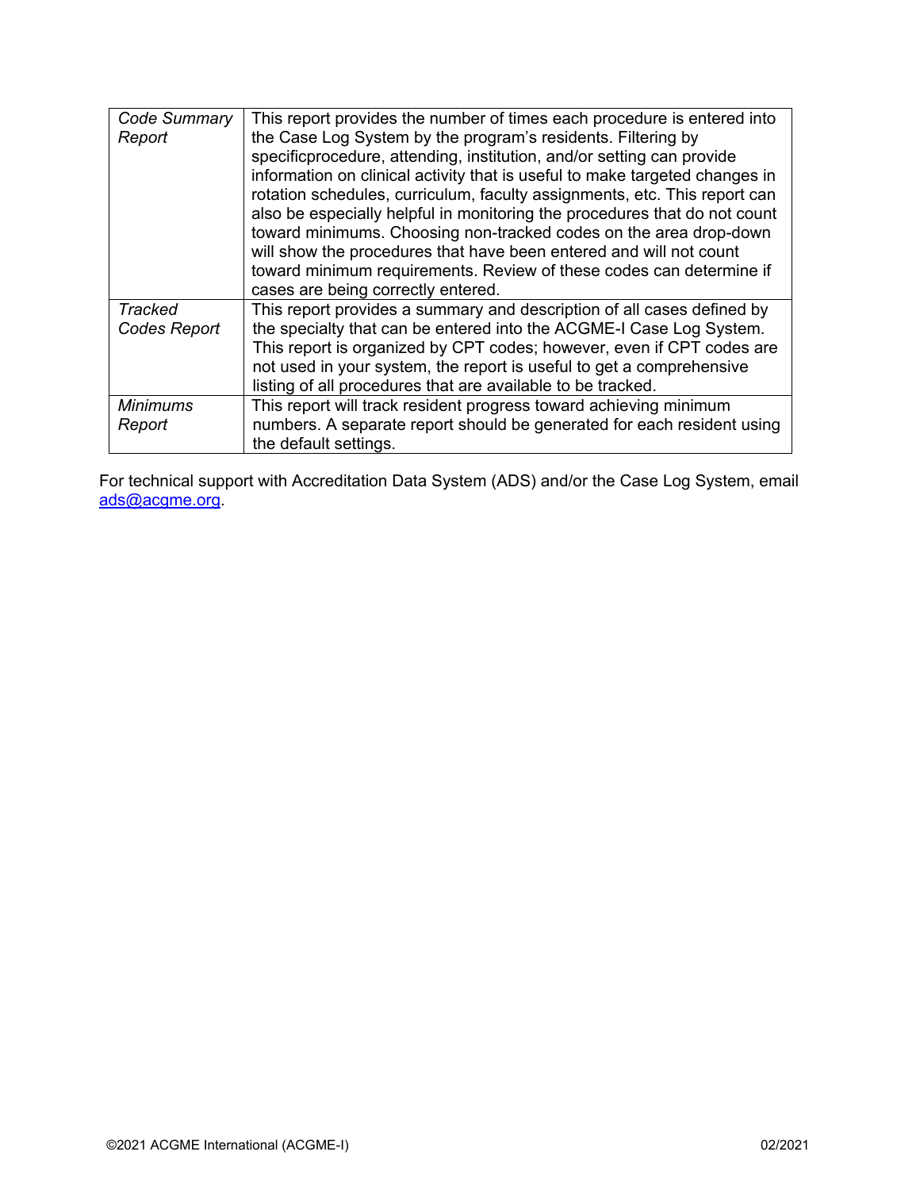| | |
|---|---|
| *Code Summary Report* | This report provides the number of times each procedure is entered into the Case Log System by the program's residents. Filtering by specificprocedure, attending, institution, and/or setting can provide information on clinical activity that is useful to make targeted changes in rotation schedules, curriculum, faculty assignments, etc. This report can also be especially helpful in monitoring the procedures that do not count toward minimums. Choosing non-tracked codes on the area drop-down will show the procedures that have been entered and will not count toward minimum requirements. Review of these codes can determine if cases are being correctly entered. |
| *Tracked Codes Report* | This report provides a summary and description of all cases defined by the specialty that can be entered into the ACGME-I Case Log System. This report is organized by CPT codes; however, even if CPT codes are not used in your system, the report is useful to get a comprehensive listing of all procedures that are available to be tracked. |
| *Minimums Report* | This report will track resident progress toward achieving minimum numbers. A separate report should be generated for each resident using the default settings. |

For technical support with Accreditation Data System (ADS) and/or the Case Log System, email ads@acgme.org.

©2021 ACGME International (ACGME-I) 02/2021